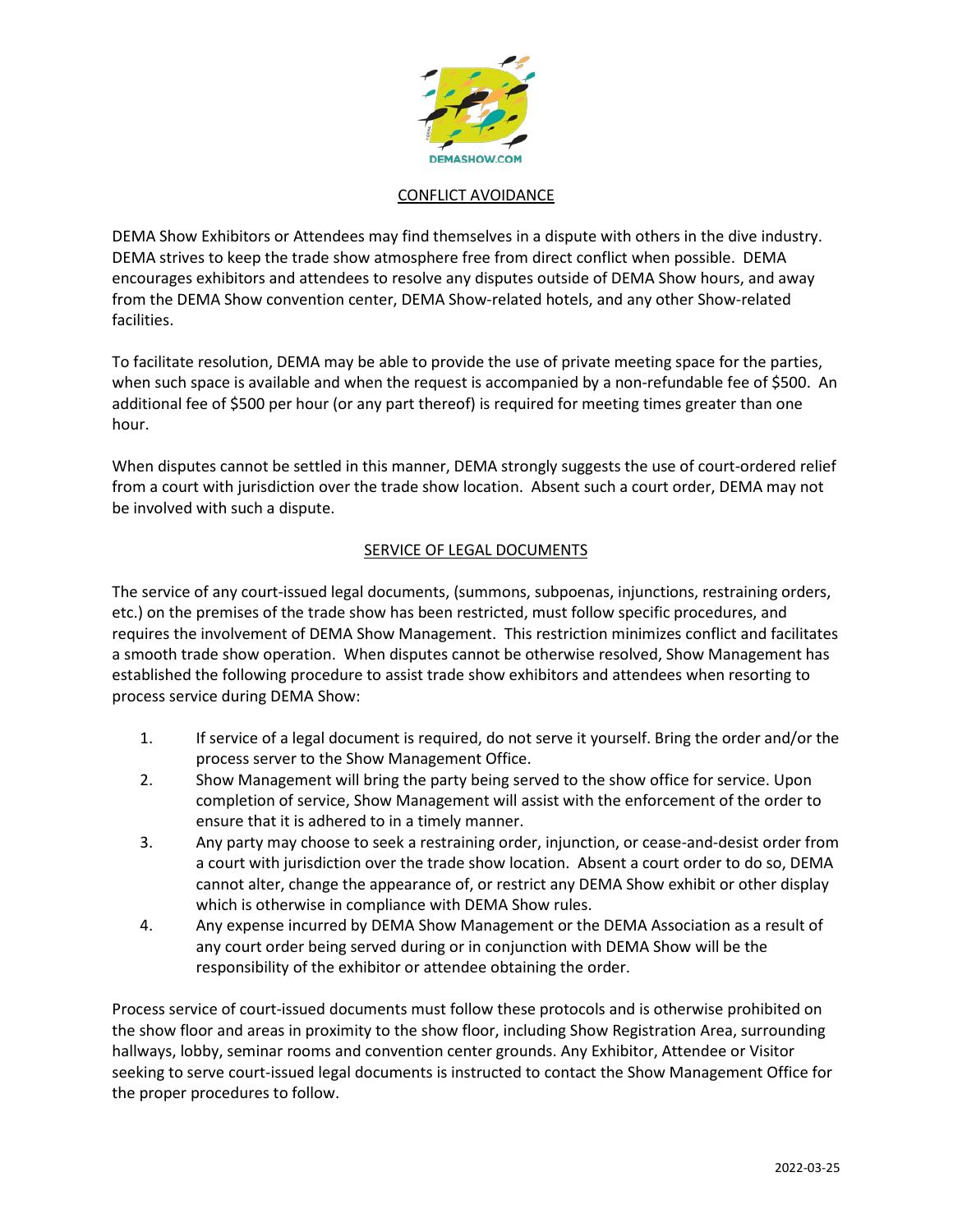DEMASHOW.COM

## CONFLICT AVOIDANCE

DEMA Show Exhibitors or Attendees may find themselves in a dispute with others in the dive industry. DEMA strives to keep the trade show atmosphere free from direct conflict when possible. DEMA encourages exhibitors and attendees to resolve any disputes outside of DEMA Show hours, and away from the DEMA Show convention center, DEMA Show-related hotels, and any other Show-related facilities.

To facilitate resolution, DEMA may be able to provide the use of private meeting space for the parties, when such space is available and when the request is accompanied by a non-refundable fee of $500. An additional fee of $500 per hour (or any part thereof) is required for meeting times greater than one hour.

When disputes cannot be settled in this manner, DEMA strongly suggests the use of court-ordered relief from a court with jurisdiction over the trade show location. Absent such a court order, DEMA may not be involved with such a dispute.

## SERVICE OF LEGAL DOCUMENTS

The service of any court-issued legal documents, (summons, subpoenas, injunctions, restraining orders, etc.) on the premises of the trade show has been restricted, must follow specific procedures, and requires the involvement of DEMA Show Management. This restriction minimizes conflict and facilitates a smooth trade show operation. When disputes cannot be otherwise resolved, Show Management has established the following procedure to assist trade show exhibitors and attendees when resorting to process service during DEMA Show:

1. If service of a legal document is required, do not serve it yourself. Bring the order and/or the process server to the Show Management Office.
2. Show Management will bring the party being served to the show office for service. Upon completion of service, Show Management will assist with the enforcement of the order to ensure that it is adhered to in a timely manner.
3. Any party may choose to seek a restraining order, injunction, or cease-and-desist order from a court with jurisdiction over the trade show location. Absent a court order to do so, DEMA cannot alter, change the appearance of, or restrict any DEMA Show exhibit or other display which is otherwise in compliance with DEMA Show rules.
4. Any expense incurred by DEMA Show Management or the DEMA Association as a result of any court order being served during or in conjunction with DEMA Show will be the responsibility of the exhibitor or attendee obtaining the order.

Process service of court-issued documents must follow these protocols and is otherwise prohibited on the show floor and areas in proximity to the show floor, including Show Registration Area, surrounding hallways, lobby, seminar rooms and convention center grounds. Any Exhibitor, Attendee or Visitor seeking to serve court-issued legal documents is instructed to contact the Show Management Office for the proper procedures to follow.

2022-03-25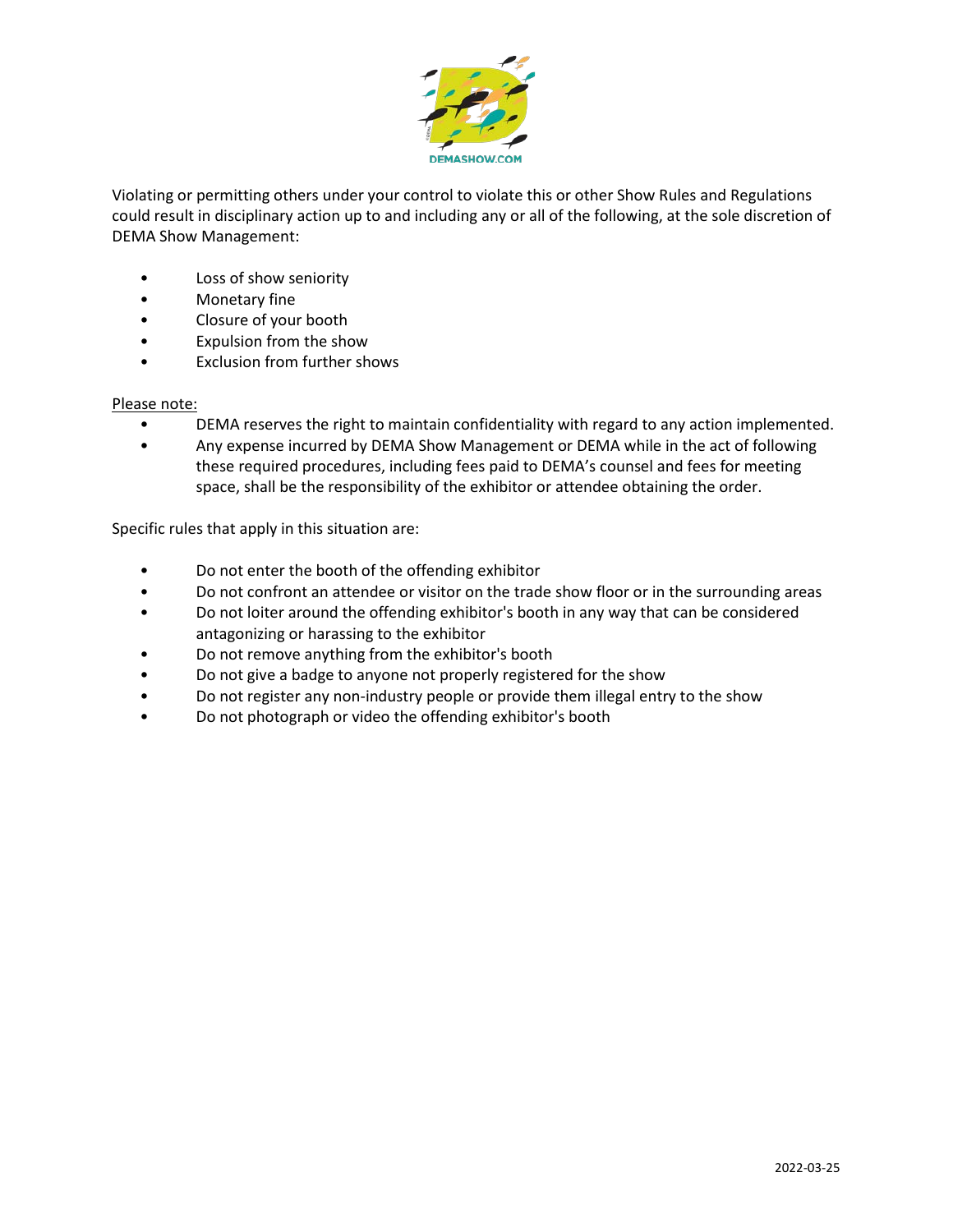Violating or permitting others under your control to violate this or other Show Rules and Regulations could result in disciplinary action up to and including any or all of the following, at the sole discretion of DEMA Show Management:

- Loss of show seniority
- Monetary fine
- Closure of your booth
- Expulsion from the show
- Exclusion from further shows

Please note:

- DEMA reserves the right to maintain confidentiality with regard to any action implemented.
- Any expense incurred by DEMA Show Management or DEMA while in the act of following these required procedures, including fees paid to DEMA's counsel and fees for meeting space, shall be the responsibility of the exhibitor or attendee obtaining the order.

Specific rules that apply in this situation are:

- Do not enter the booth of the offending exhibitor
- Do not confront an attendee or visitor on the trade show floor or in the surrounding areas
- Do not loiter around the offending exhibitor's booth in any way that can be considered antagonizing or harassing to the exhibitor
- Do not remove anything from the exhibitor's booth
- Do not give a badge to anyone not properly registered for the show
- Do not register any non-industry people or provide them illegal entry to the show
- Do not photograph or video the offending exhibitor's booth

2022-03-25